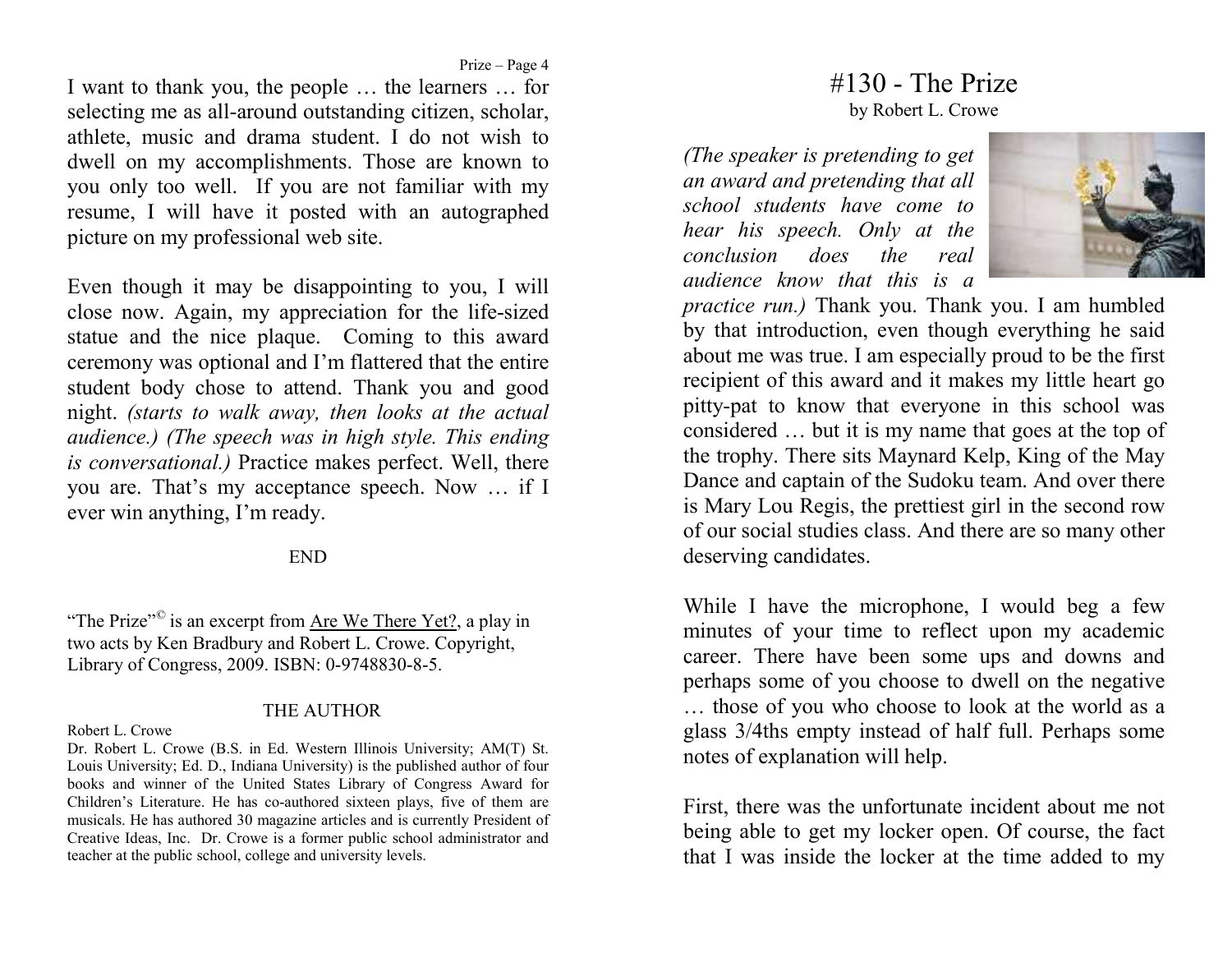I want to thank you, the people … the learners … for selecting me as all-around outstanding citizen, scholar, athlete, music and drama student. I do not wish to dwell on my accomplishments. Those are known to you only too well. If you are not familiar with my resume, I will have it posted with an autographed picture on my professional web site.

Even though it may be disappointing to you, I will close now. Again, my appreciation for the life-sized statue and the nice plaque. Coming to this award ceremony was optional and I'm flattered that the entire student body chose to attend. Thank you and good night. *(starts to walk away, then looks at the actual audience.) (The speech was in high style. This ending is conversational.)* Practice makes perfect. Well, there you are. That's my acceptance speech. Now … if I ever win anything, I'm ready.

END

"The Prize"© is an excerpt from Are We There Yet?, a play in two acts by Ken Bradbury and Robert L. Crowe. Copyright, Library of Congress, 2009. ISBN: 0-9748830-8-5.

THE AUTHOR

Robert L. Crowe

Dr. Robert L. Crowe (B.S. in Ed. Western Illinois University; AM(T) St. Louis University; Ed. D., Indiana University) is the published author of four books and winner of the United States Library of Congress Award for Children's Literature. He has co-authored sixteen plays, five of them are musicals. He has authored 30 magazine articles and is currently President of Creative Ideas, Inc. Dr. Crowe is a former public school administrator and teacher at the public school, college and university levels.

# #130 - The Prize

by Robert L. Crowe

*(The speaker is pretending to get an award and pretending that all school students have come to hear his speech. Only at the conclusion does the real audience know that this is a practice run.)* Thank you. Thank you. I am humbled by that introduction, even though everything he said about me was true. I am especially proud to be the first recipient of this award and it makes my little heart go pitty-pat to know that everyone in this school was considered … but it is my name that goes at the top of the trophy. There sits Maynard Kelp, King of the May Dance and captain of the Sudoku team. And over there is Mary Lou Regis, the prettiest girl in the second row of our social studies class. And there are so many other deserving candidates.

While I have the microphone, I would beg a few minutes of your time to reflect upon my academic career. There have been some ups and downs and perhaps some of you choose to dwell on the negative … those of you who choose to look at the world as a glass 3/4ths empty instead of half full. Perhaps some notes of explanation will help.

First, there was the unfortunate incident about me not being able to get my locker open. Of course, the fact that I was inside the locker at the time added to my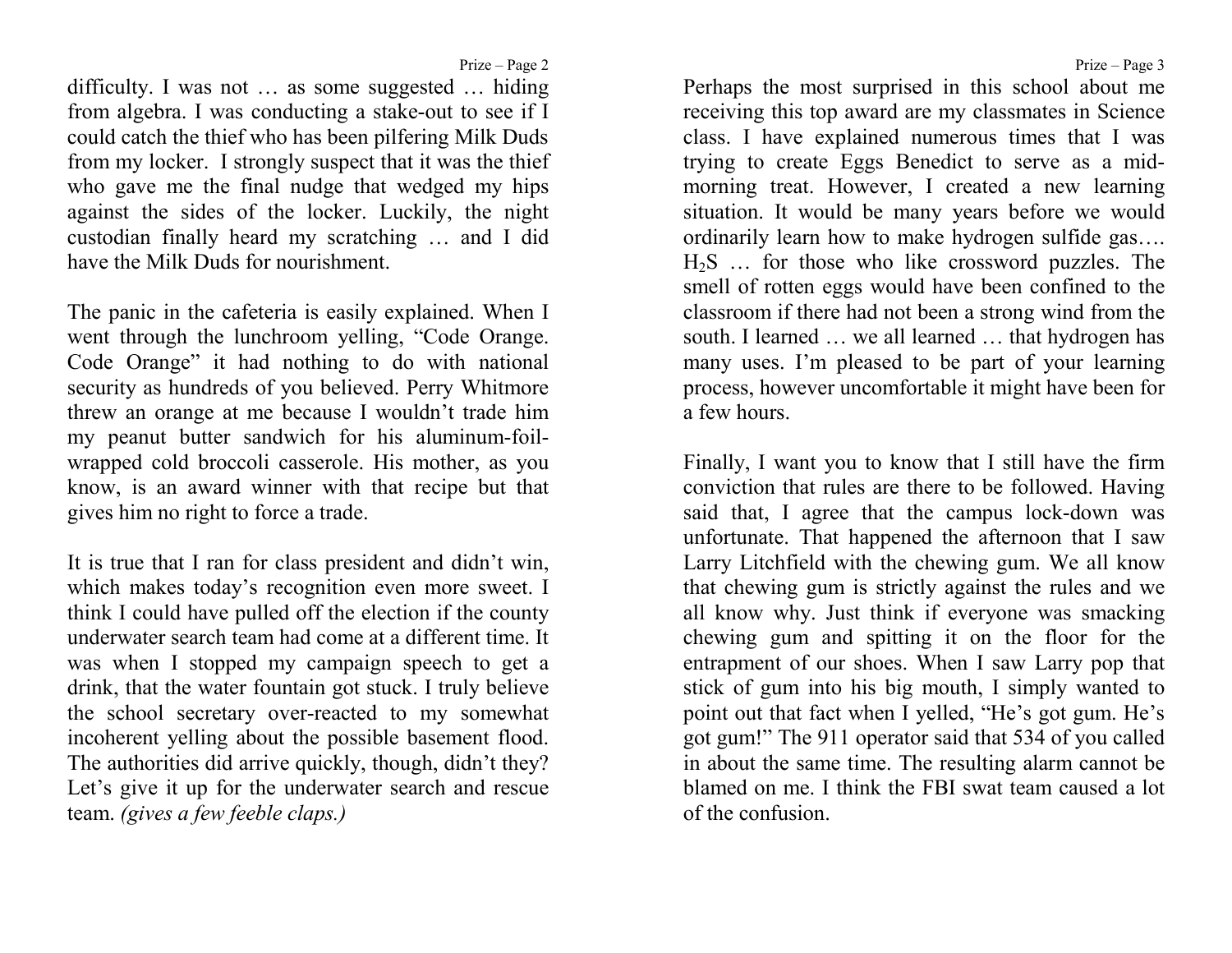difficulty. I was not … as some suggested … hiding from algebra. I was conducting a stake-out to see if I could catch the thief who has been pilfering Milk Duds from my locker. I strongly suspect that it was the thief who gave me the final nudge that wedged my hips against the sides of the locker. Luckily, the night custodian finally heard my scratching … and I did have the Milk Duds for nourishment.

The panic in the cafeteria is easily explained. When I went through the lunchroom yelling, "Code Orange. Code Orange" it had nothing to do with national security as hundreds of you believed. Perry Whitmore threw an orange at me because I wouldn't trade him my peanut butter sandwich for his aluminum-foil-wrapped cold broccoli casserole. His mother, as you know, is an award winner with that recipe but that gives him no right to force a trade.

It is true that I ran for class president and didn't win, which makes today's recognition even more sweet. I think I could have pulled off the election if the county underwater search team had come at a different time. It was when I stopped my campaign speech to get a drink, that the water fountain got stuck. I truly believe the school secretary over-reacted to my somewhat incoherent yelling about the possible basement flood. The authorities did arrive quickly, though, didn't they? Let's give it up for the underwater search and rescue team. *(gives a few feeble claps.)*

Perhaps the most surprised in this school about me receiving this top award are my classmates in Science class. I have explained numerous times that I was trying to create Eggs Benedict to serve as a mid-morning treat. However, I created a new learning situation. It would be many years before we would ordinarily learn how to make hydrogen sulfide gas…. $H_2S$ … for those who like crossword puzzles. The smell of rotten eggs would have been confined to the classroom if there had not been a strong wind from the south. I learned … we all learned … that hydrogen has many uses. I'm pleased to be part of your learning process, however uncomfortable it might have been for a few hours.

Finally, I want you to know that I still have the firm conviction that rules are there to be followed. Having said that, I agree that the campus lock-down was unfortunate. That happened the afternoon that I saw Larry Litchfield with the chewing gum. We all know that chewing gum is strictly against the rules and we all know why. Just think if everyone was smacking chewing gum and spitting it on the floor for the entrapment of our shoes. When I saw Larry pop that stick of gum into his big mouth, I simply wanted to point out that fact when I yelled, "He's got gum. He's got gum!" The 911 operator said that 534 of you called in about the same time. The resulting alarm cannot be blamed on me. I think the FBI swat team caused a lot of the confusion.